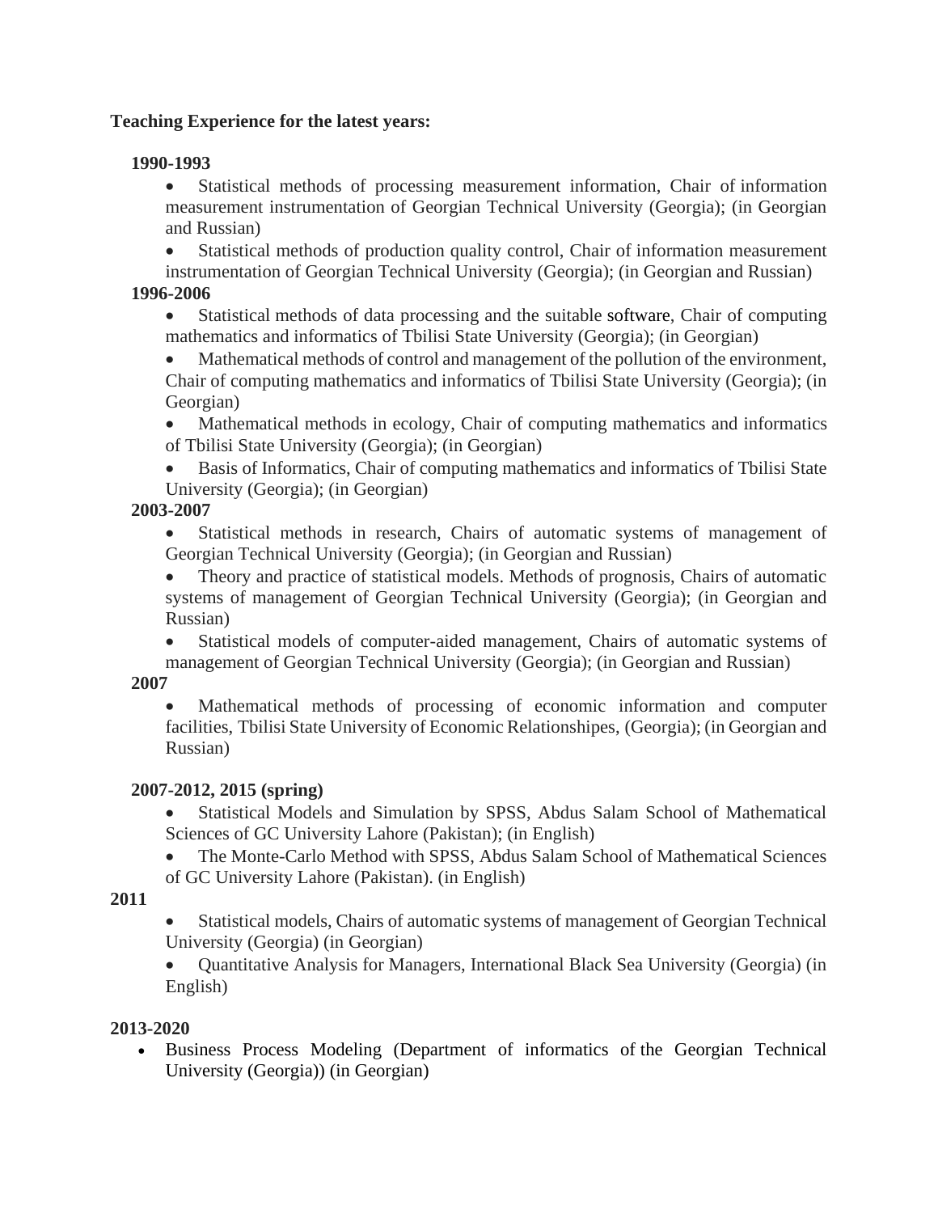**Teaching Experience for the latest years:**

**1990-1993**

- Statistical methods of processing measurement information, Chair of information measurement instrumentation of Georgian Technical University (Georgia); (in Georgian and Russian)
- Statistical methods of production quality control, Chair of information measurement instrumentation of Georgian Technical University (Georgia); (in Georgian and Russian)

**1996-2006**

- Statistical methods of data processing and the suitable software, Chair of computing mathematics and informatics of Tbilisi State University (Georgia); (in Georgian)
- Mathematical methods of control and management of the pollution of the environment, Chair of computing mathematics and informatics of Tbilisi State University (Georgia); (in Georgian)
- Mathematical methods in ecology, Chair of computing mathematics and informatics of Tbilisi State University (Georgia); (in Georgian)
- Basis of Informatics, Chair of computing mathematics and informatics of Tbilisi State University (Georgia); (in Georgian)

**2003-2007**

- Statistical methods in research, Chairs of automatic systems of management of Georgian Technical University (Georgia); (in Georgian and Russian)
- Theory and practice of statistical models. Methods of prognosis, Chairs of automatic systems of management of Georgian Technical University (Georgia); (in Georgian and Russian)
- Statistical models of computer-aided management, Chairs of automatic systems of management of Georgian Technical University (Georgia); (in Georgian and Russian)

**2007**

- Mathematical methods of processing of economic information and computer facilities, Tbilisi State University of Economic Relationshipes, (Georgia); (in Georgian and Russian)

**2007-2012, 2015 (spring)**

- Statistical Models and Simulation by SPSS, Abdus Salam School of Mathematical Sciences of GC University Lahore (Pakistan); (in English)
- The Monte-Carlo Method with SPSS, Abdus Salam School of Mathematical Sciences of GC University Lahore (Pakistan). (in English)

**2011**

- Statistical models, Chairs of automatic systems of management of Georgian Technical University (Georgia) (in Georgian)
- Quantitative Analysis for Managers, International Black Sea University (Georgia) (in English)

**2013-2020**

- Business Process Modeling (Department of informatics of the Georgian Technical University (Georgia)) (in Georgian)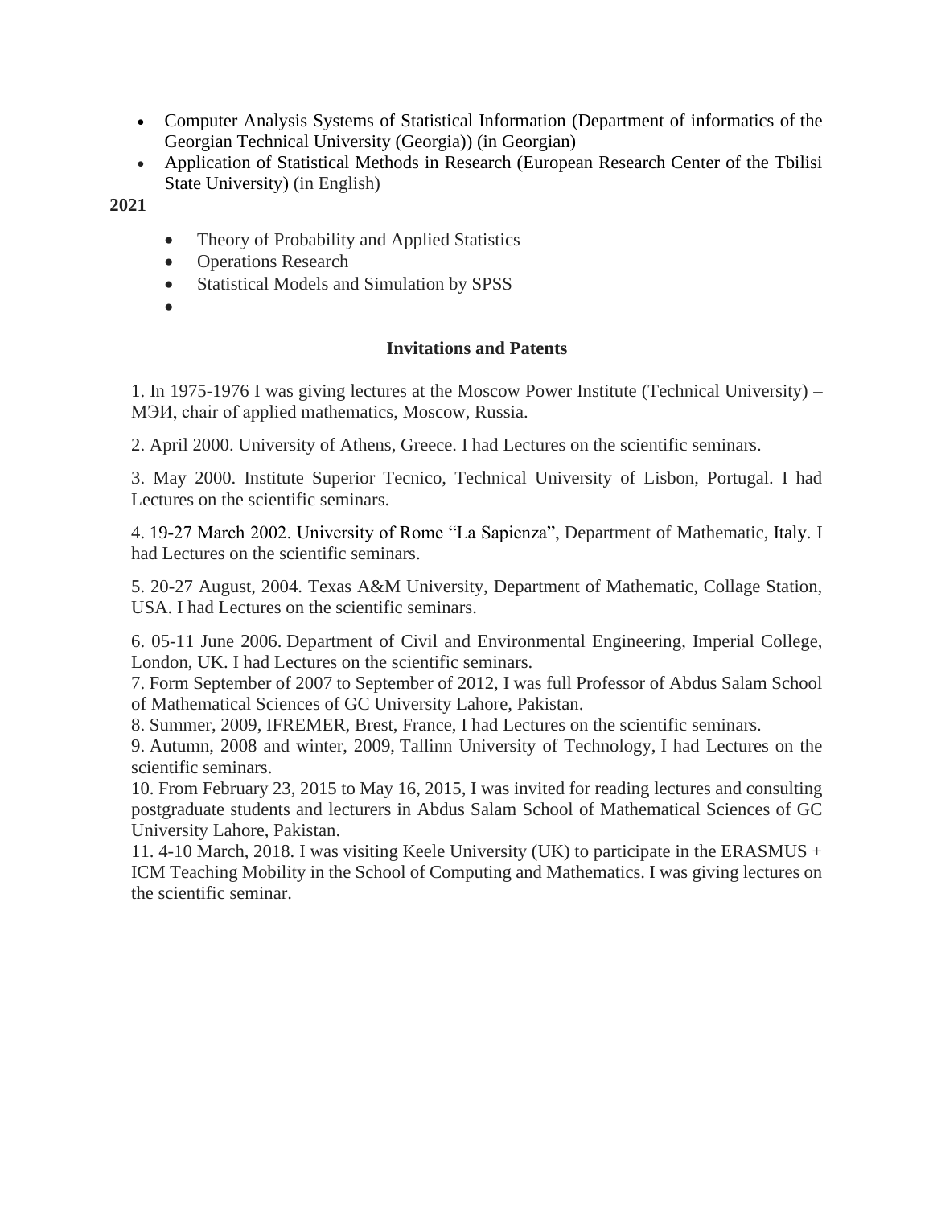- Computer Analysis Systems of Statistical Information (Department of informatics of the Georgian Technical University (Georgia)) (in Georgian)
- Application of Statistical Methods in Research (European Research Center of the Tbilisi State University) (in English)

**2021**

- Theory of Probability and Applied Statistics
- Operations Research
- Statistical Models and Simulation by SPSS
-

**Invitations and Patents**

1. In 1975-1976 I was giving lectures at the Moscow Power Institute (Technical University) – МЭИ, chair of applied mathematics, Moscow, Russia.

2. April 2000. University of Athens, Greece. I had Lectures on the scientific seminars.

3. May 2000. Institute Superior Tecnico, Technical University of Lisbon, Portugal. I had Lectures on the scientific seminars.

4. 19-27 March 2002. University of Rome "La Sapienza", Department of Mathematic, Italy. I had Lectures on the scientific seminars.

5. 20-27 August, 2004. Texas A&M University, Department of Mathematic, Collage Station, USA. I had Lectures on the scientific seminars.

6. 05-11 June 2006. Department of Civil and Environmental Engineering, Imperial College, London, UK. I had Lectures on the scientific seminars.
7. Form September of 2007 to September of 2012, I was full Professor of Abdus Salam School of Mathematical Sciences of GC University Lahore, Pakistan.
8. Summer, 2009, IFREMER, Brest, France, I had Lectures on the scientific seminars.
9. Autumn, 2008 and winter, 2009, Tallinn University of Technology, I had Lectures on the scientific seminars.
10. From February 23, 2015 to May 16, 2015, I was invited for reading lectures and consulting postgraduate students and lecturers in Abdus Salam School of Mathematical Sciences of GC University Lahore, Pakistan.
11. 4-10 March, 2018. I was visiting Keele University (UK) to participate in the ERASMUS + ICM Teaching Mobility in the School of Computing and Mathematics. I was giving lectures on the scientific seminar.